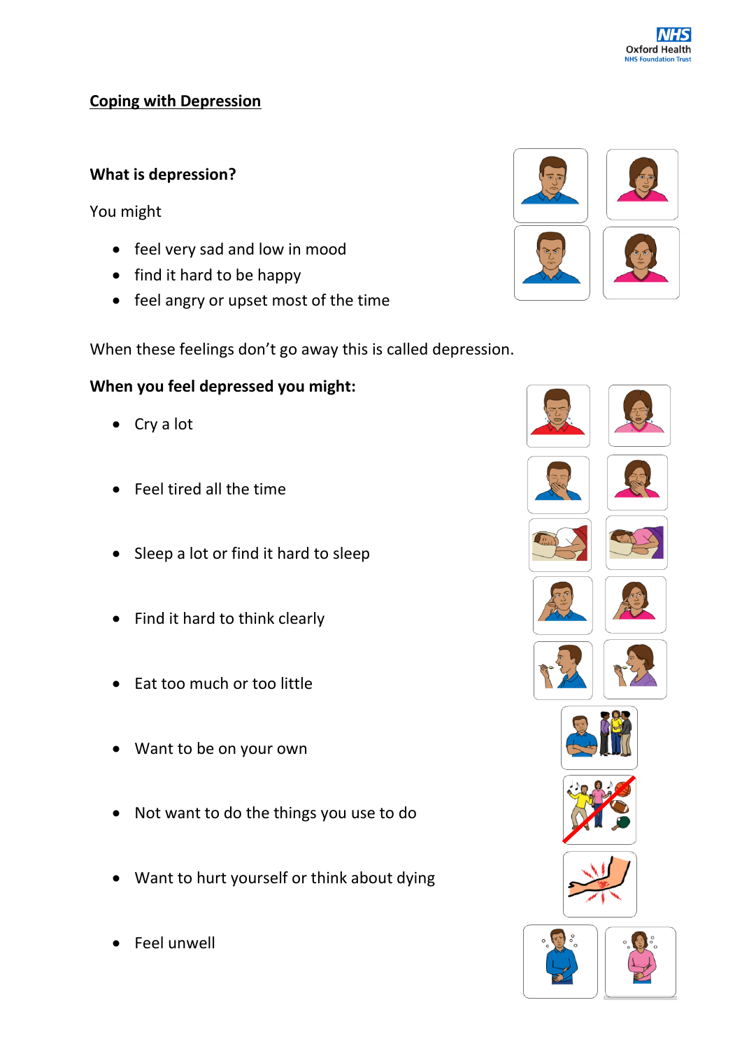# Coping with Depression

## What is depression?

You might

- feel very sad and low in mood
- find it hard to be happy
- feel angry or upset most of the time

When these feelings don't go away this is called depression.

## When you feel depressed you might:

- Cry a lot
- Feel tired all the time
- Sleep a lot or find it hard to sleep
- Find it hard to think clearly
- Eat too much or too little
- Want to be on your own
- Not want to do the things you use to do
- Want to hurt yourself or think about dying
- Feel unwell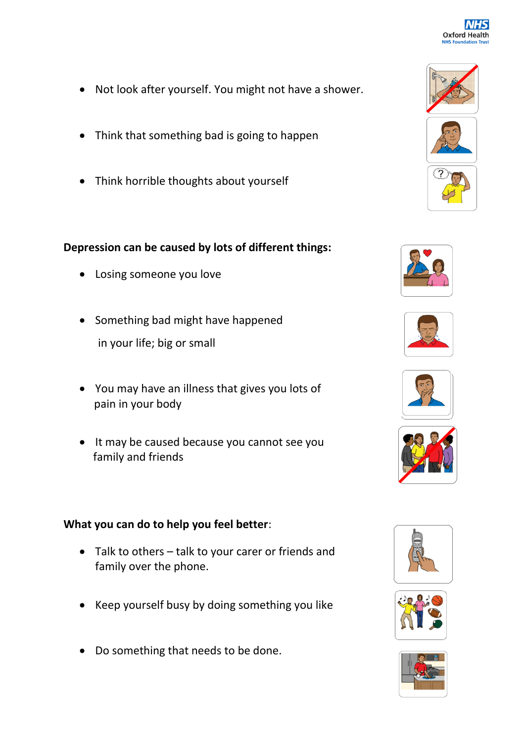- Not look after yourself. You might not have a shower.
- Think that something bad is going to happen
- Think horrible thoughts about yourself

**Depression can be caused by lots of different things:**

- Losing someone you love
- Something bad might have happened in your life; big or small
- You may have an illness that gives you lots of pain in your body
- It may be caused because you cannot see you family and friends

**What you can do to help you feel better**:

- Talk to others – talk to your carer or friends and family over the phone.
- Keep yourself busy by doing something you like
- Do something that needs to be done.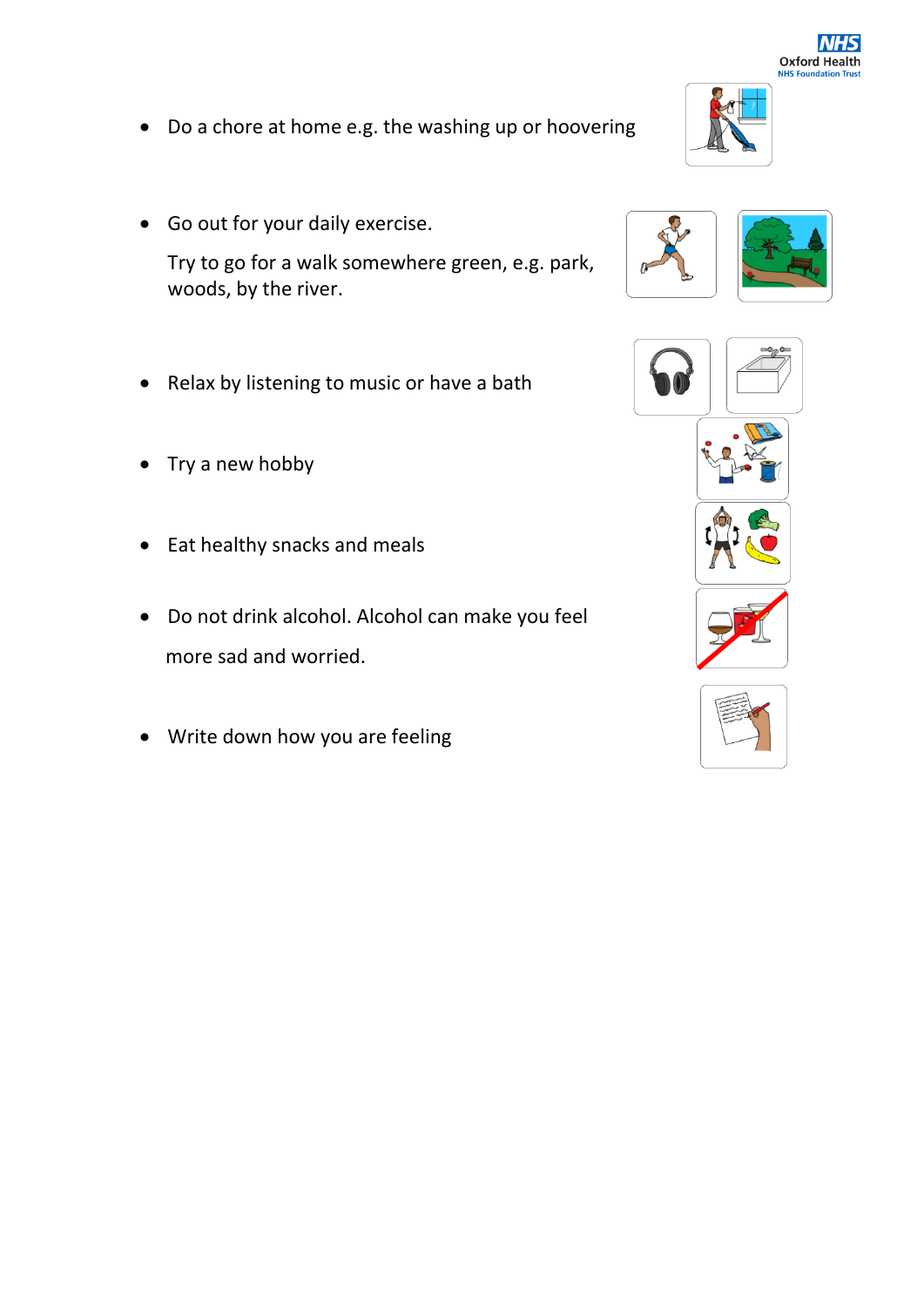- Do a chore at home e.g. the washing up or hoovering
- Go out for your daily exercise.

  Try to go for a walk somewhere green, e.g. park, woods, by the river.
- Relax by listening to music or have a bath
- Try a new hobby
- Eat healthy snacks and meals
- Do not drink alcohol. Alcohol can make you feel more sad and worried.
- Write down how you are feeling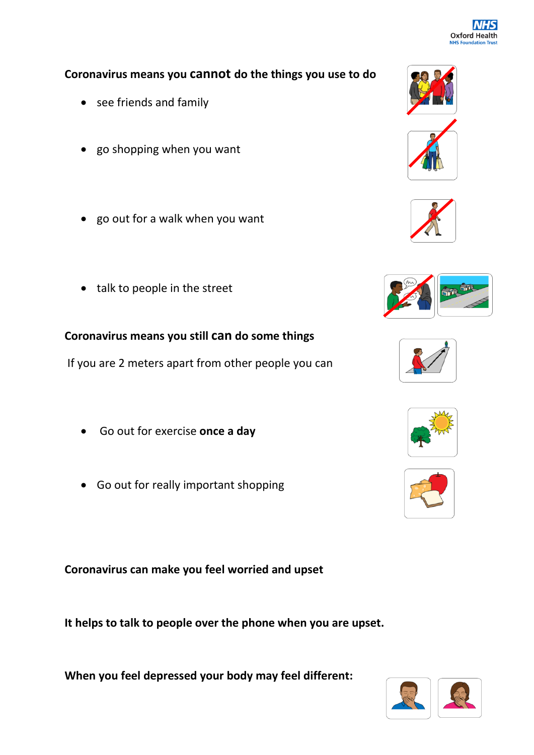**Coronavirus means you cannot do the things you use to do**

- see friends and family
- go shopping when you want
- go out for a walk when you want
- talk to people in the street

**Coronavirus means you still can do some things**

If you are 2 meters apart from other people you can

- Go out for exercise **once a day**
- Go out for really important shopping

**Coronavirus can make you feel worried and upset**

**It helps to talk to people over the phone when you are upset.**

**When you feel depressed your body may feel different:**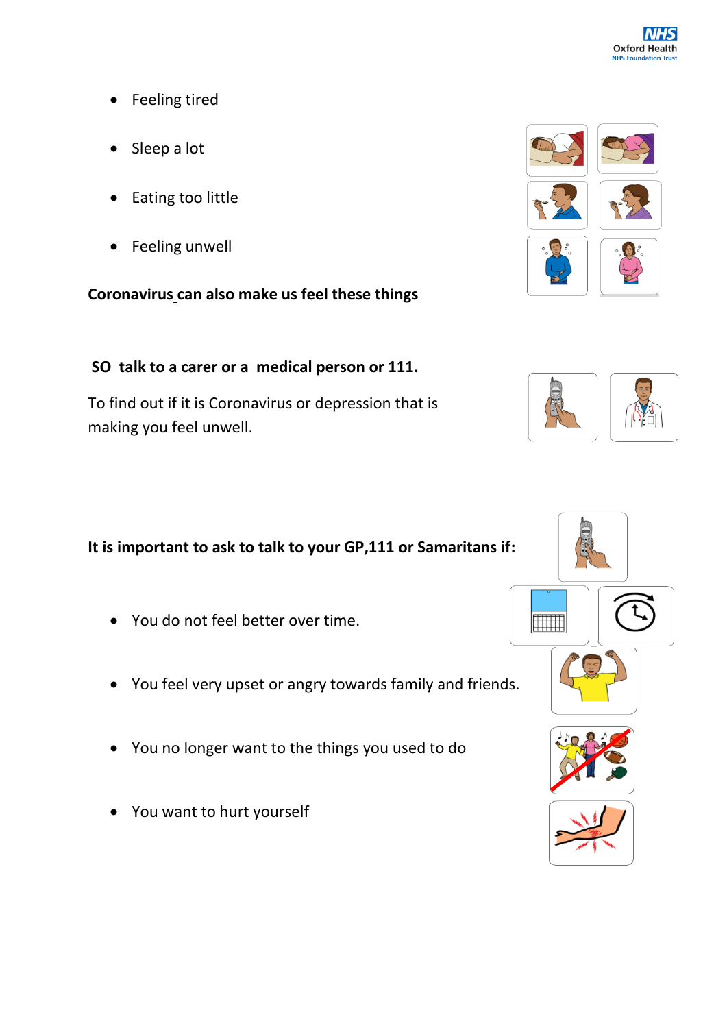- Feeling tired
- Sleep a lot
- Eating too little
- Feeling unwell

**Coronavirus can also make us feel these things**

**SO talk to a carer or a medical person or 111.**

To find out if it is Coronavirus or depression that is making you feel unwell.

**It is important to ask to talk to your GP,111 or Samaritans if:**

- You do not feel better over time.
- You feel very upset or angry towards family and friends.
- You no longer want to the things you used to do
- You want to hurt yourself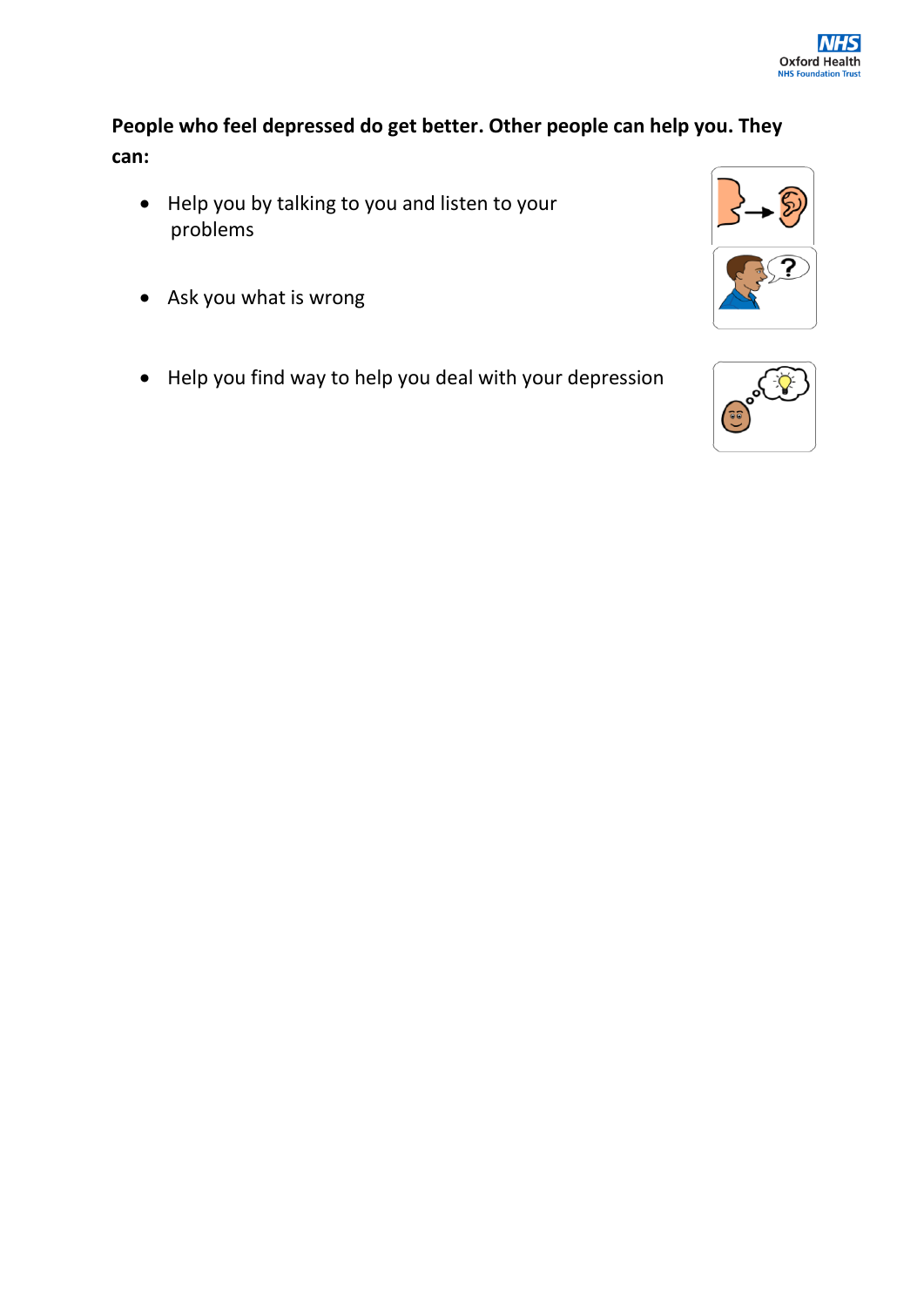**People who feel depressed do get better. Other people can help you. They can:**

- Help you by talking to you and listen to your problems
- Ask you what is wrong
- Help you find way to help you deal with your depression